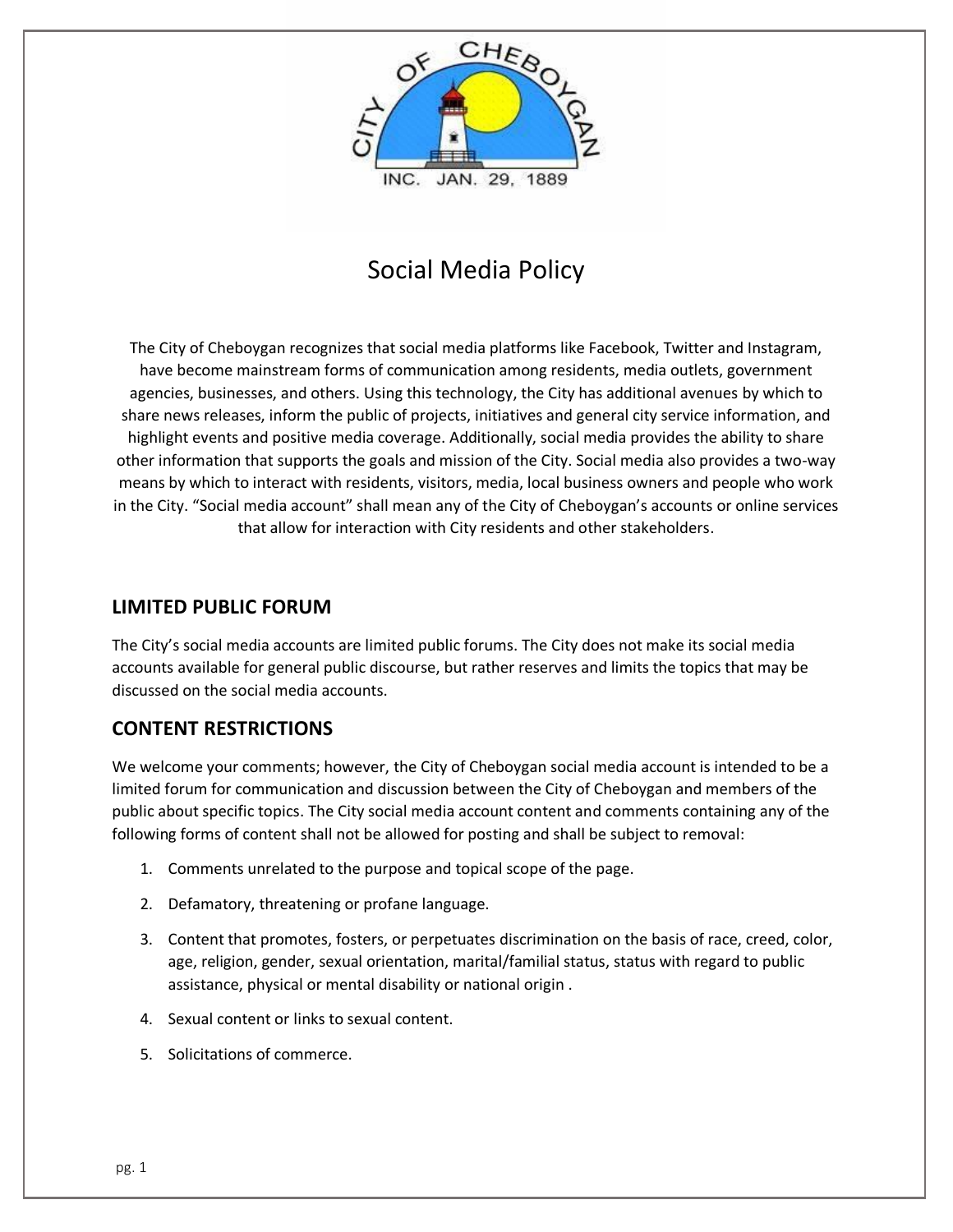# Social Media Policy

The City of Cheboygan recognizes that social media platforms like Facebook, Twitter and Instagram, have become mainstream forms of communication among residents, media outlets, government agencies, businesses, and others. Using this technology, the City has additional avenues by which to share news releases, inform the public of projects, initiatives and general city service information, and highlight events and positive media coverage. Additionally, social media provides the ability to share other information that supports the goals and mission of the City. Social media also provides a two-way means by which to interact with residents, visitors, media, local business owners and people who work in the City. "Social media account" shall mean any of the City of Cheboygan's accounts or online services that allow for interaction with City residents and other stakeholders.

## LIMITED PUBLIC FORUM

The City's social media accounts are limited public forums. The City does not make its social media accounts available for general public discourse, but rather reserves and limits the topics that may be discussed on the social media accounts.

## CONTENT RESTRICTIONS

We welcome your comments; however, the City of Cheboygan social media account is intended to be a limited forum for communication and discussion between the City of Cheboygan and members of the public about specific topics. The City social media account content and comments containing any of the following forms of content shall not be allowed for posting and shall be subject to removal:

1. Comments unrelated to the purpose and topical scope of the page.
2. Defamatory, threatening or profane language.
3. Content that promotes, fosters, or perpetuates discrimination on the basis of race, creed, color, age, religion, gender, sexual orientation, marital/familial status, status with regard to public assistance, physical or mental disability or national origin .
4. Sexual content or links to sexual content.
5. Solicitations of commerce.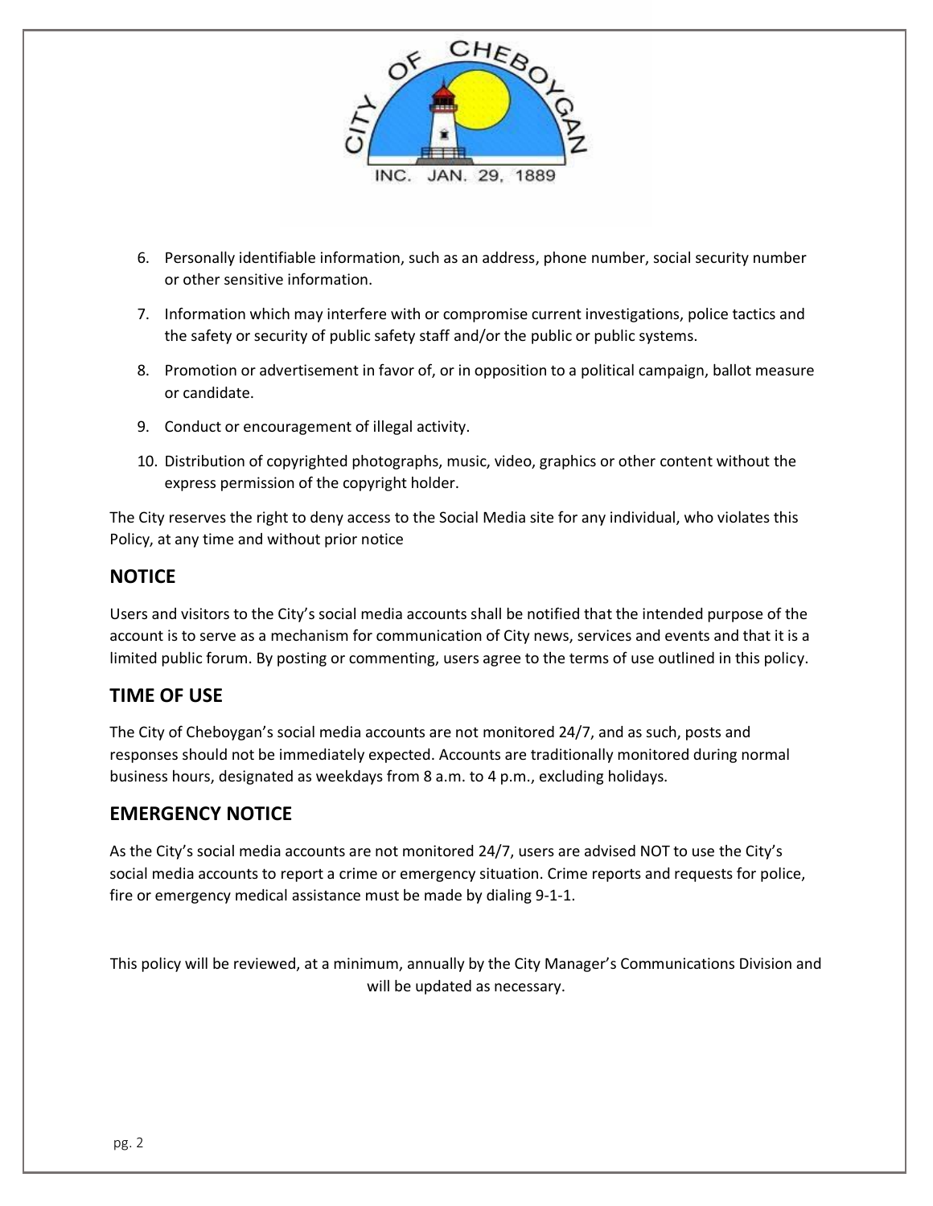6. Personally identifiable information, such as an address, phone number, social security number or other sensitive information.
7. Information which may interfere with or compromise current investigations, police tactics and the safety or security of public safety staff and/or the public or public systems.
8. Promotion or advertisement in favor of, or in opposition to a political campaign, ballot measure or candidate.
9. Conduct or encouragement of illegal activity.
10. Distribution of copyrighted photographs, music, video, graphics or other content without the express permission of the copyright holder.

The City reserves the right to deny access to the Social Media site for any individual, who violates this Policy, at any time and without prior notice

## NOTICE

Users and visitors to the City's social media accounts shall be notified that the intended purpose of the account is to serve as a mechanism for communication of City news, services and events and that it is a limited public forum. By posting or commenting, users agree to the terms of use outlined in this policy.

## TIME OF USE

The City of Cheboygan's social media accounts are not monitored 24/7, and as such, posts and responses should not be immediately expected. Accounts are traditionally monitored during normal business hours, designated as weekdays from 8 a.m. to 4 p.m., excluding holidays.

## EMERGENCY NOTICE

As the City's social media accounts are not monitored 24/7, users are advised NOT to use the City's social media accounts to report a crime or emergency situation. Crime reports and requests for police, fire or emergency medical assistance must be made by dialing 9-1-1.

This policy will be reviewed, at a minimum, annually by the City Manager's Communications Division and will be updated as necessary.